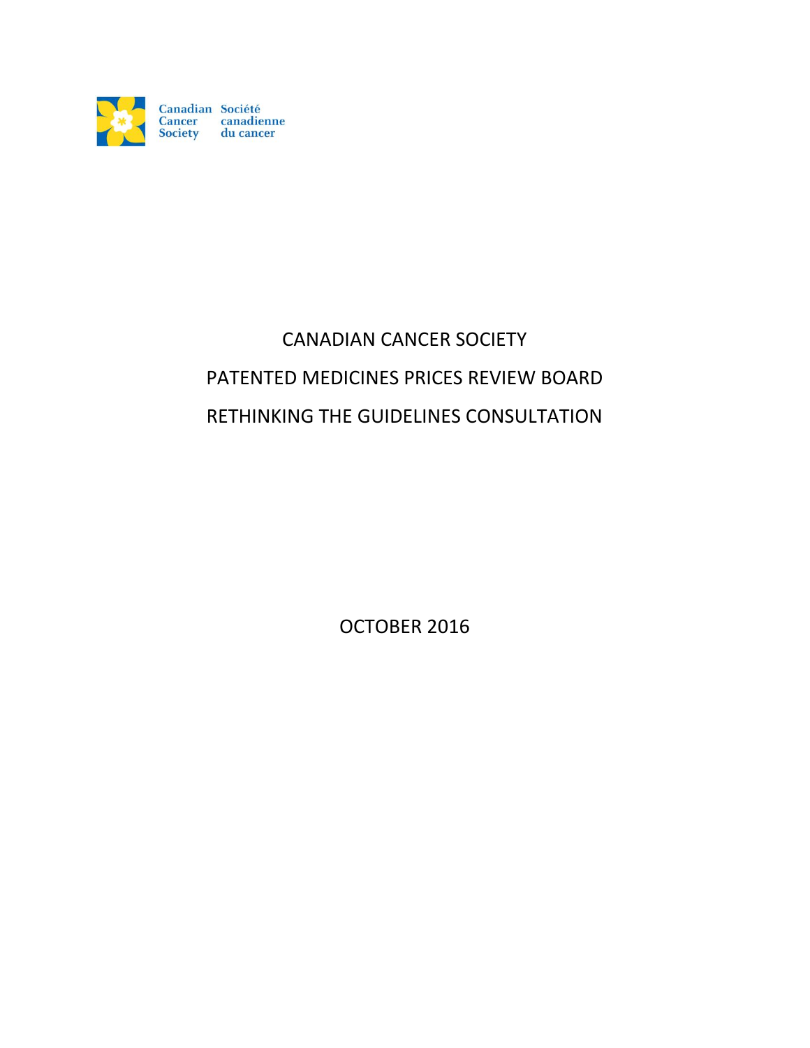Canadian Cancer Society Société canadienne du cancer

# CANADIAN CANCER SOCIETY

# PATENTED MEDICINES PRICES REVIEW BOARD

# RETHINKING THE GUIDELINES CONSULTATION

OCTOBER 2016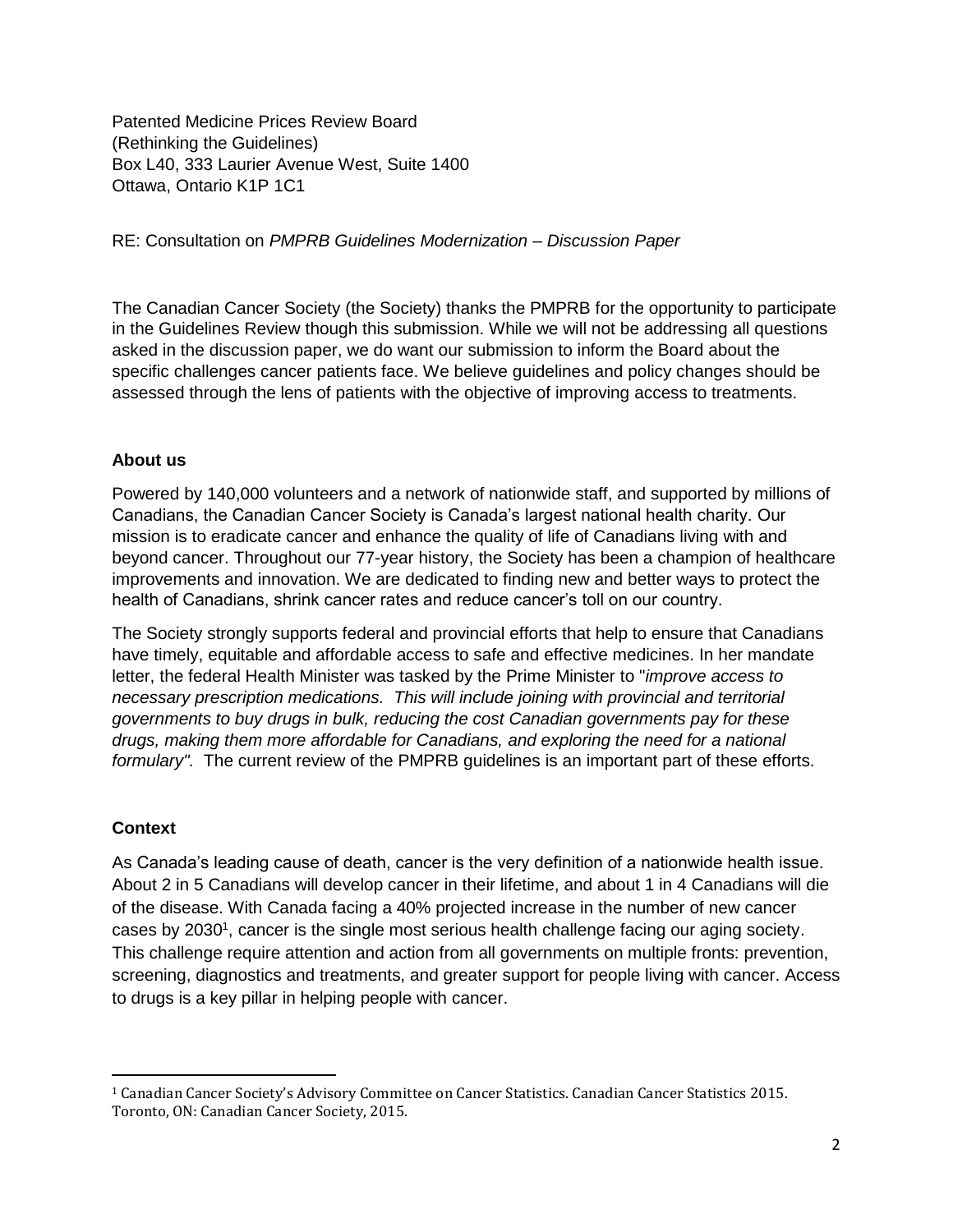Patented Medicine Prices Review Board
(Rethinking the Guidelines)
Box L40, 333 Laurier Avenue West, Suite 1400
Ottawa, Ontario K1P 1C1

RE: Consultation on *PMPRB Guidelines Modernization – Discussion Paper*

The Canadian Cancer Society (the Society) thanks the PMPRB for the opportunity to participate in the Guidelines Review though this submission. While we will not be addressing all questions asked in the discussion paper, we do want our submission to inform the Board about the specific challenges cancer patients face. We believe guidelines and policy changes should be assessed through the lens of patients with the objective of improving access to treatments.

**About us**

Powered by 140,000 volunteers and a network of nationwide staff, and supported by millions of Canadians, the Canadian Cancer Society is Canada's largest national health charity. Our mission is to eradicate cancer and enhance the quality of life of Canadians living with and beyond cancer. Throughout our 77-year history, the Society has been a champion of healthcare improvements and innovation. We are dedicated to finding new and better ways to protect the health of Canadians, shrink cancer rates and reduce cancer's toll on our country.

The Society strongly supports federal and provincial efforts that help to ensure that Canadians have timely, equitable and affordable access to safe and effective medicines. In her mandate letter, the federal Health Minister was tasked by the Prime Minister to "*improve access to necessary prescription medications. This will include joining with provincial and territorial governments to buy drugs in bulk, reducing the cost Canadian governments pay for these drugs, making them more affordable for Canadians, and exploring the need for a national formulary".* The current review of the PMPRB guidelines is an important part of these efforts.

**Context**

As Canada's leading cause of death, cancer is the very definition of a nationwide health issue. About 2 in 5 Canadians will develop cancer in their lifetime, and about 1 in 4 Canadians will die of the disease. With Canada facing a 40% projected increase in the number of new cancer cases by 2030[1], cancer is the single most serious health challenge facing our aging society. This challenge require attention and action from all governments on multiple fronts: prevention, screening, diagnostics and treatments, and greater support for people living with cancer. Access to drugs is a key pillar in helping people with cancer.

---

[1] Canadian Cancer Society's Advisory Committee on Cancer Statistics. Canadian Cancer Statistics 2015. Toronto, ON: Canadian Cancer Society, 2015.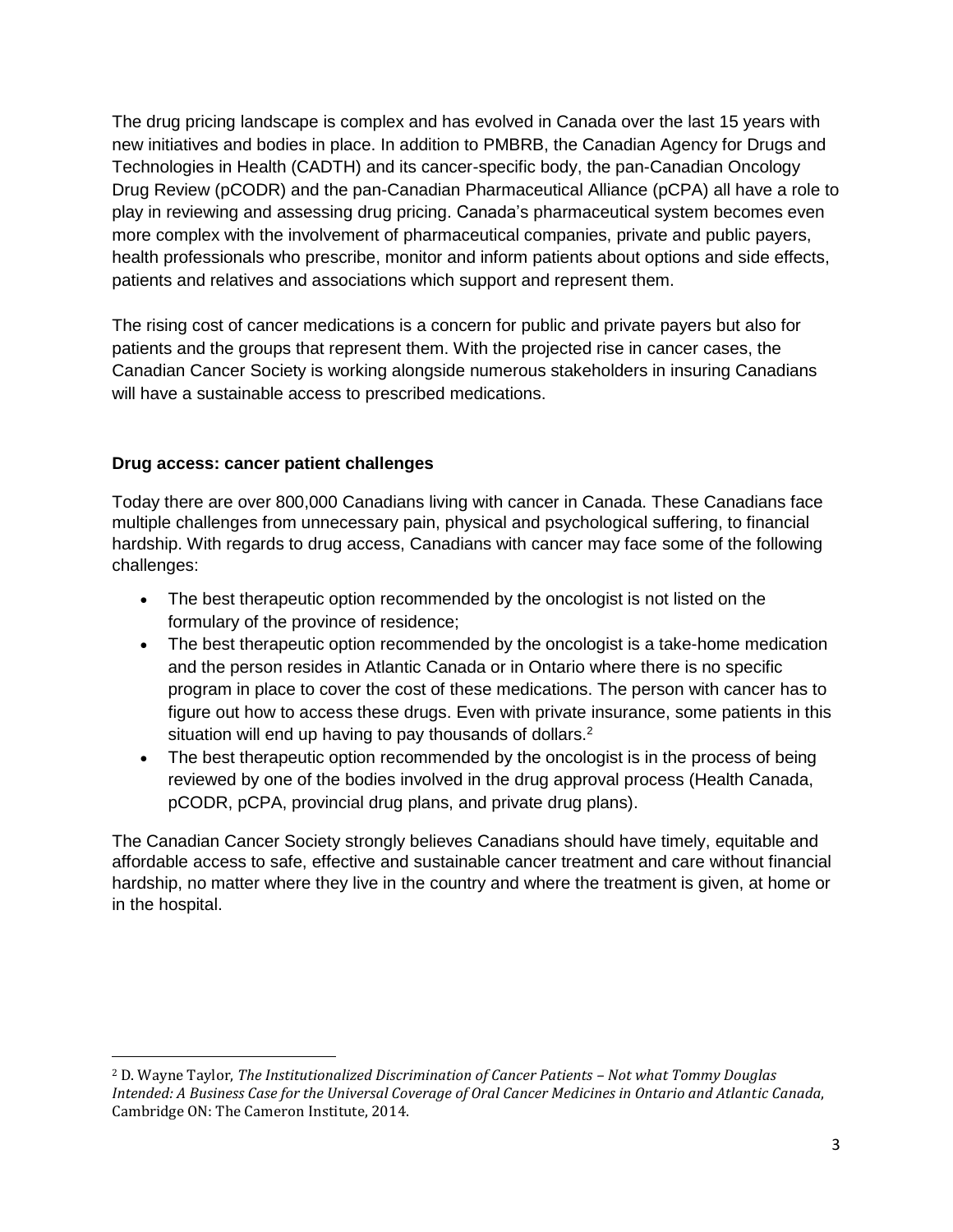The drug pricing landscape is complex and has evolved in Canada over the last 15 years with new initiatives and bodies in place. In addition to PMBRB, the Canadian Agency for Drugs and Technologies in Health (CADTH) and its cancer-specific body, the pan-Canadian Oncology Drug Review (pCODR) and the pan-Canadian Pharmaceutical Alliance (pCPA) all have a role to play in reviewing and assessing drug pricing. Canada's pharmaceutical system becomes even more complex with the involvement of pharmaceutical companies, private and public payers, health professionals who prescribe, monitor and inform patients about options and side effects, patients and relatives and associations which support and represent them.

The rising cost of cancer medications is a concern for public and private payers but also for patients and the groups that represent them. With the projected rise in cancer cases, the Canadian Cancer Society is working alongside numerous stakeholders in insuring Canadians will have a sustainable access to prescribed medications.

**Drug access: cancer patient challenges**

Today there are over 800,000 Canadians living with cancer in Canada. These Canadians face multiple challenges from unnecessary pain, physical and psychological suffering, to financial hardship. With regards to drug access, Canadians with cancer may face some of the following challenges:

- The best therapeutic option recommended by the oncologist is not listed on the formulary of the province of residence;
- The best therapeutic option recommended by the oncologist is a take-home medication and the person resides in Atlantic Canada or in Ontario where there is no specific program in place to cover the cost of these medications. The person with cancer has to figure out how to access these drugs. Even with private insurance, some patients in this situation will end up having to pay thousands of dollars.[2]
- The best therapeutic option recommended by the oncologist is in the process of being reviewed by one of the bodies involved in the drug approval process (Health Canada, pCODR, pCPA, provincial drug plans, and private drug plans).

The Canadian Cancer Society strongly believes Canadians should have timely, equitable and affordable access to safe, effective and sustainable cancer treatment and care without financial hardship, no matter where they live in the country and where the treatment is given, at home or in the hospital.

[2] D. Wayne Taylor, *The Institutionalized Discrimination of Cancer Patients – Not what Tommy Douglas Intended: A Business Case for the Universal Coverage of Oral Cancer Medicines in Ontario and Atlantic Canada*, Cambridge ON: The Cameron Institute, 2014.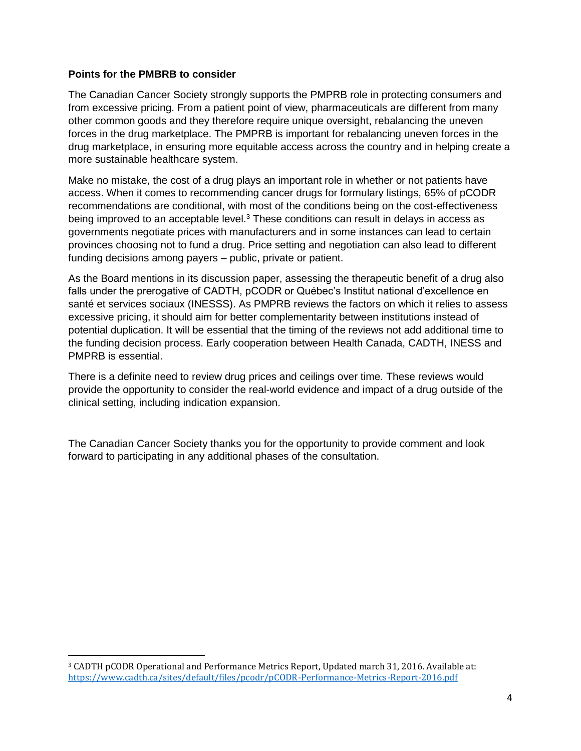**Points for the PMBRB to consider**

The Canadian Cancer Society strongly supports the PMPRB role in protecting consumers and from excessive pricing. From a patient point of view, pharmaceuticals are different from many other common goods and they therefore require unique oversight, rebalancing the uneven forces in the drug marketplace. The PMPRB is important for rebalancing uneven forces in the drug marketplace, in ensuring more equitable access across the country and in helping create a more sustainable healthcare system.

Make no mistake, the cost of a drug plays an important role in whether or not patients have access. When it comes to recommending cancer drugs for formulary listings, 65% of pCODR recommendations are conditional, with most of the conditions being on the cost-effectiveness being improved to an acceptable level.[3] These conditions can result in delays in access as governments negotiate prices with manufacturers and in some instances can lead to certain provinces choosing not to fund a drug. Price setting and negotiation can also lead to different funding decisions among payers – public, private or patient.

As the Board mentions in its discussion paper, assessing the therapeutic benefit of a drug also falls under the prerogative of CADTH, pCODR or Québec's Institut national d'excellence en santé et services sociaux (INESSS). As PMPRB reviews the factors on which it relies to assess excessive pricing, it should aim for better complementarity between institutions instead of potential duplication. It will be essential that the timing of the reviews not add additional time to the funding decision process. Early cooperation between Health Canada, CADTH, INESS and PMPRB is essential.

There is a definite need to review drug prices and ceilings over time. These reviews would provide the opportunity to consider the real-world evidence and impact of a drug outside of the clinical setting, including indication expansion.

The Canadian Cancer Society thanks you for the opportunity to provide comment and look forward to participating in any additional phases of the consultation.

---

[3] CADTH pCODR Operational and Performance Metrics Report, Updated march 31, 2016. Available at: https://www.cadth.ca/sites/default/files/pcodr/pCODR-Performance-Metrics-Report-2016.pdf